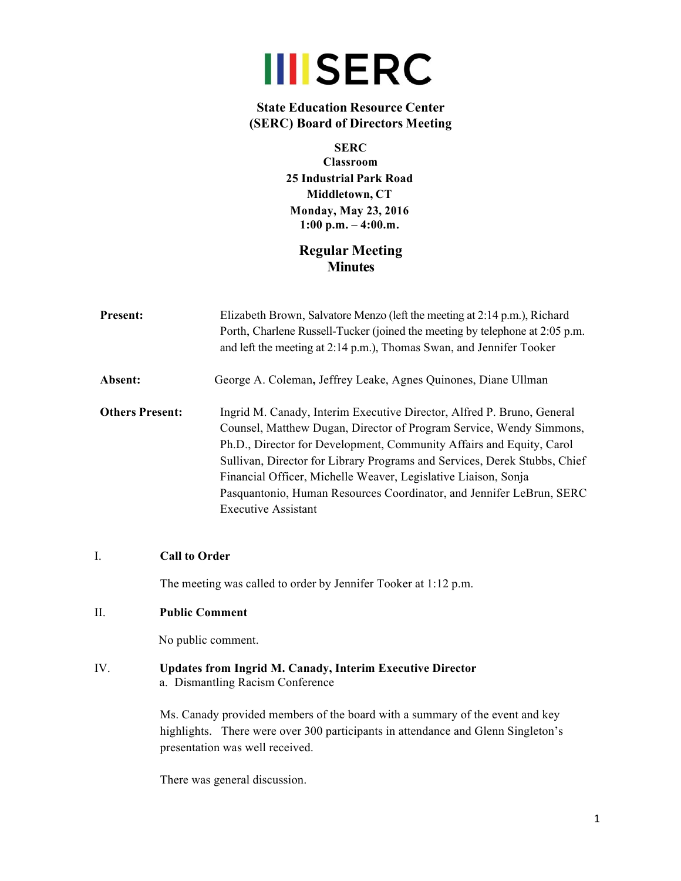# IIIISERC

## State Education Resource Center (SERC) Board of Directors Meeting

**SERC**
**Classroom**
**25 Industrial Park Road**
**Middletown, CT**
**Monday, May 23, 2016**
**1:00 p.m. – 4:00.m.**

## Regular Meeting Minutes

**Present:** Elizabeth Brown, Salvatore Menzo (left the meeting at 2:14 p.m.), Richard Porth, Charlene Russell-Tucker (joined the meeting by telephone at 2:05 p.m. and left the meeting at 2:14 p.m.), Thomas Swan, and Jennifer Tooker

**Absent:** George A. Coleman**,** Jeffrey Leake, Agnes Quinones, Diane Ullman

**Others Present:** Ingrid M. Canady, Interim Executive Director, Alfred P. Bruno, General Counsel, Matthew Dugan, Director of Program Service, Wendy Simmons, Ph.D., Director for Development, Community Affairs and Equity, Carol Sullivan, Director for Library Programs and Services, Derek Stubbs, Chief Financial Officer, Michelle Weaver, Legislative Liaison, Sonja Pasquantonio, Human Resources Coordinator, and Jennifer LeBrun, SERC Executive Assistant

I. **Call to Order**

The meeting was called to order by Jennifer Tooker at 1:12 p.m.

II. **Public Comment**

No public comment.

IV. **Updates from Ingrid M. Canady, Interim Executive Director**

a. Dismantling Racism Conference

Ms. Canady provided members of the board with a summary of the event and key highlights. There were over 300 participants in attendance and Glenn Singleton's presentation was well received.

There was general discussion.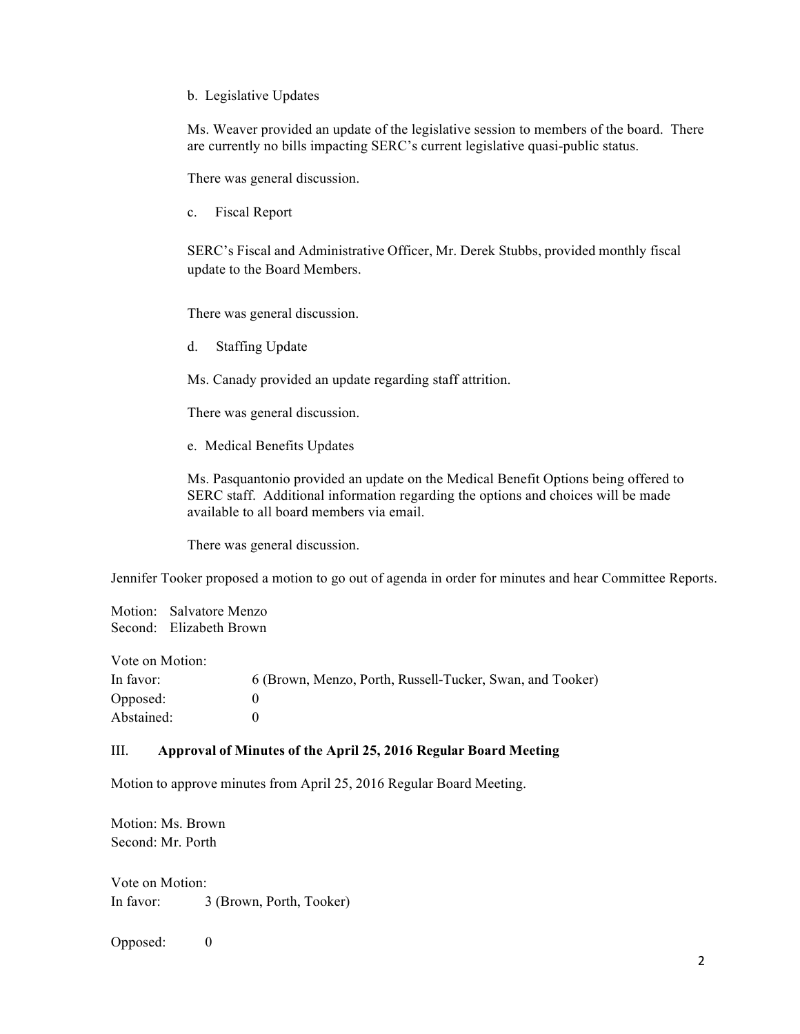b. Legislative Updates

Ms. Weaver provided an update of the legislative session to members of the board. There are currently no bills impacting SERC's current legislative quasi-public status.

There was general discussion.

c. Fiscal Report

SERC's Fiscal and Administrative Officer, Mr. Derek Stubbs, provided monthly fiscal update to the Board Members.

There was general discussion.

d. Staffing Update

Ms. Canady provided an update regarding staff attrition.

There was general discussion.

e. Medical Benefits Updates

Ms. Pasquantonio provided an update on the Medical Benefit Options being offered to SERC staff. Additional information regarding the options and choices will be made available to all board members via email.

There was general discussion.

Jennifer Tooker proposed a motion to go out of agenda in order for minutes and hear Committee Reports.

Motion: Salvatore Menzo
Second: Elizabeth Brown

Vote on Motion:

| | |
|---|---|
| In favor: | 6 (Brown, Menzo, Porth, Russell-Tucker, Swan, and Tooker) |
| Opposed: | 0 |
| Abstained: | 0 |

## III. Approval of Minutes of the April 25, 2016 Regular Board Meeting

Motion to approve minutes from April 25, 2016 Regular Board Meeting.

Motion: Ms. Brown
Second: Mr. Porth

Vote on Motion:

| | |
|---|---|
| In favor: | 3 (Brown, Porth, Tooker) |
| Opposed: | 0 |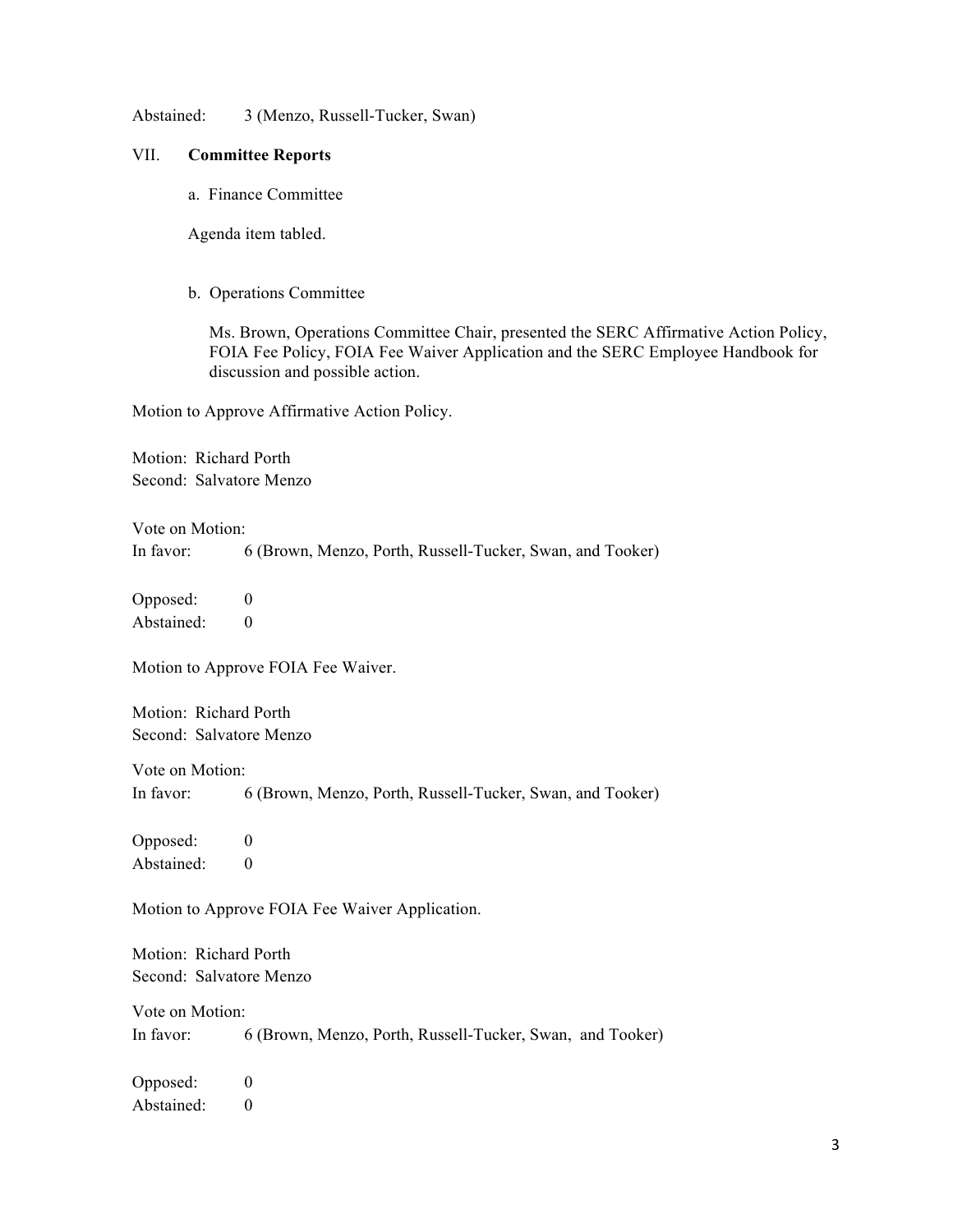Abstained: 3 (Menzo, Russell-Tucker, Swan)

## VII. **Committee Reports**

a. Finance Committee

Agenda item tabled.

b. Operations Committee

Ms. Brown, Operations Committee Chair, presented the SERC Affirmative Action Policy, FOIA Fee Policy, FOIA Fee Waiver Application and the SERC Employee Handbook for discussion and possible action.

Motion to Approve Affirmative Action Policy.

Motion: Richard Porth
Second: Salvatore Menzo

Vote on Motion:
In favor: 6 (Brown, Menzo, Porth, Russell-Tucker, Swan, and Tooker)

Opposed: 0
Abstained: 0

Motion to Approve FOIA Fee Waiver.

Motion: Richard Porth
Second: Salvatore Menzo

Vote on Motion:
In favor: 6 (Brown, Menzo, Porth, Russell-Tucker, Swan, and Tooker)

Opposed: 0
Abstained: 0

Motion to Approve FOIA Fee Waiver Application.

Motion: Richard Porth
Second: Salvatore Menzo

Vote on Motion:
In favor: 6 (Brown, Menzo, Porth, Russell-Tucker, Swan, and Tooker)

Opposed: 0
Abstained: 0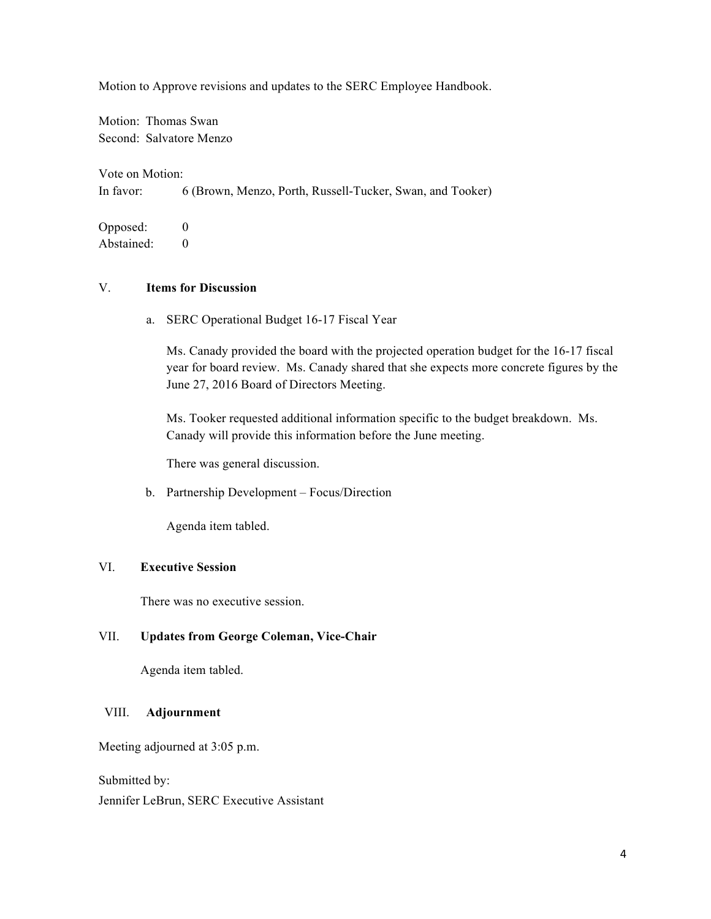Motion to Approve revisions and updates to the SERC Employee Handbook.

Motion: Thomas Swan
Second: Salvatore Menzo

Vote on Motion:
In favor: 6 (Brown, Menzo, Porth, Russell-Tucker, Swan, and Tooker)

Opposed: 0
Abstained: 0

## V. Items for Discussion

a. SERC Operational Budget 16-17 Fiscal Year

Ms. Canady provided the board with the projected operation budget for the 16-17 fiscal year for board review. Ms. Canady shared that she expects more concrete figures by the June 27, 2016 Board of Directors Meeting.

Ms. Tooker requested additional information specific to the budget breakdown. Ms. Canady will provide this information before the June meeting.

There was general discussion.

b. Partnership Development – Focus/Direction

Agenda item tabled.

## VI. Executive Session

There was no executive session.

## VII. Updates from George Coleman, Vice-Chair

Agenda item tabled.

## VIII. Adjournment

Meeting adjourned at 3:05 p.m.

Submitted by:
Jennifer LeBrun, SERC Executive Assistant